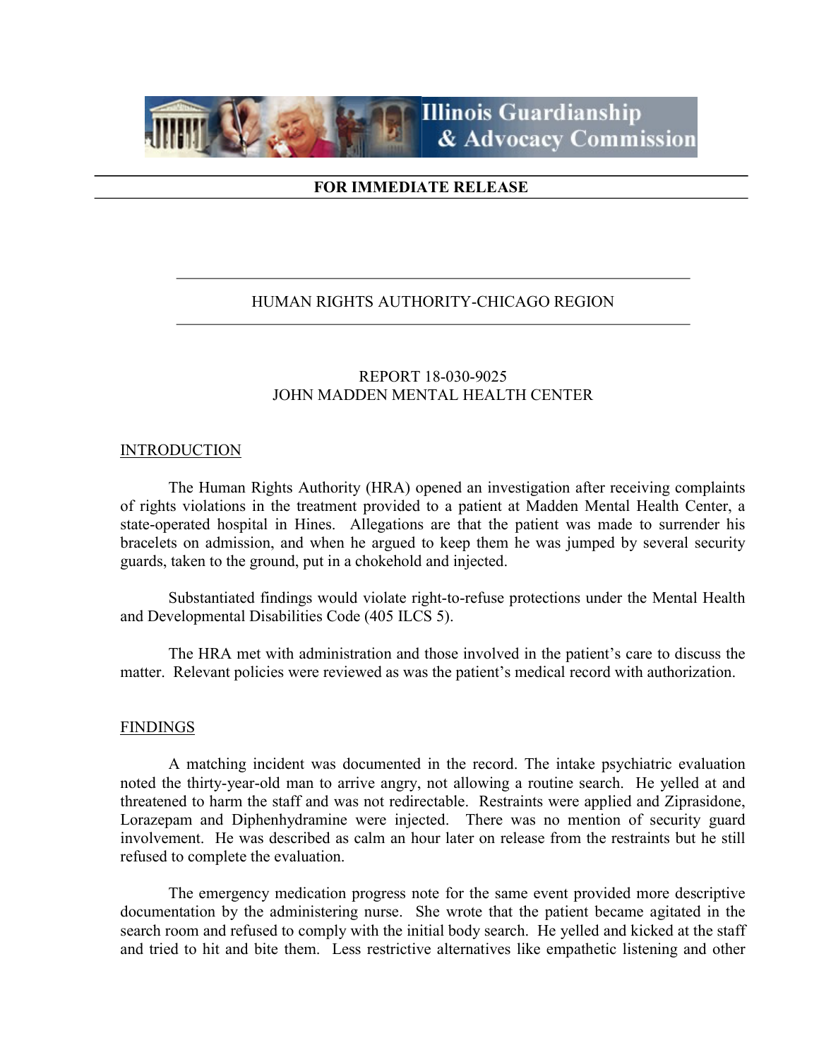**Illinois Guardianship & Advocacy Commission**

**FOR IMMEDIATE RELEASE**

HUMAN RIGHTS AUTHORITY-CHICAGO REGION

REPORT 18-030-9025
JOHN MADDEN MENTAL HEALTH CENTER

## INTRODUCTION

The Human Rights Authority (HRA) opened an investigation after receiving complaints of rights violations in the treatment provided to a patient at Madden Mental Health Center, a state-operated hospital in Hines. Allegations are that the patient was made to surrender his bracelets on admission, and when he argued to keep them he was jumped by several security guards, taken to the ground, put in a chokehold and injected.

Substantiated findings would violate right-to-refuse protections under the Mental Health and Developmental Disabilities Code (405 ILCS 5).

The HRA met with administration and those involved in the patient's care to discuss the matter. Relevant policies were reviewed as was the patient's medical record with authorization.

## FINDINGS

A matching incident was documented in the record. The intake psychiatric evaluation noted the thirty-year-old man to arrive angry, not allowing a routine search. He yelled at and threatened to harm the staff and was not redirectable. Restraints were applied and Ziprasidone, Lorazepam and Diphenhydramine were injected. There was no mention of security guard involvement. He was described as calm an hour later on release from the restraints but he still refused to complete the evaluation.

The emergency medication progress note for the same event provided more descriptive documentation by the administering nurse. She wrote that the patient became agitated in the search room and refused to comply with the initial body search. He yelled and kicked at the staff and tried to hit and bite them. Less restrictive alternatives like empathetic listening and other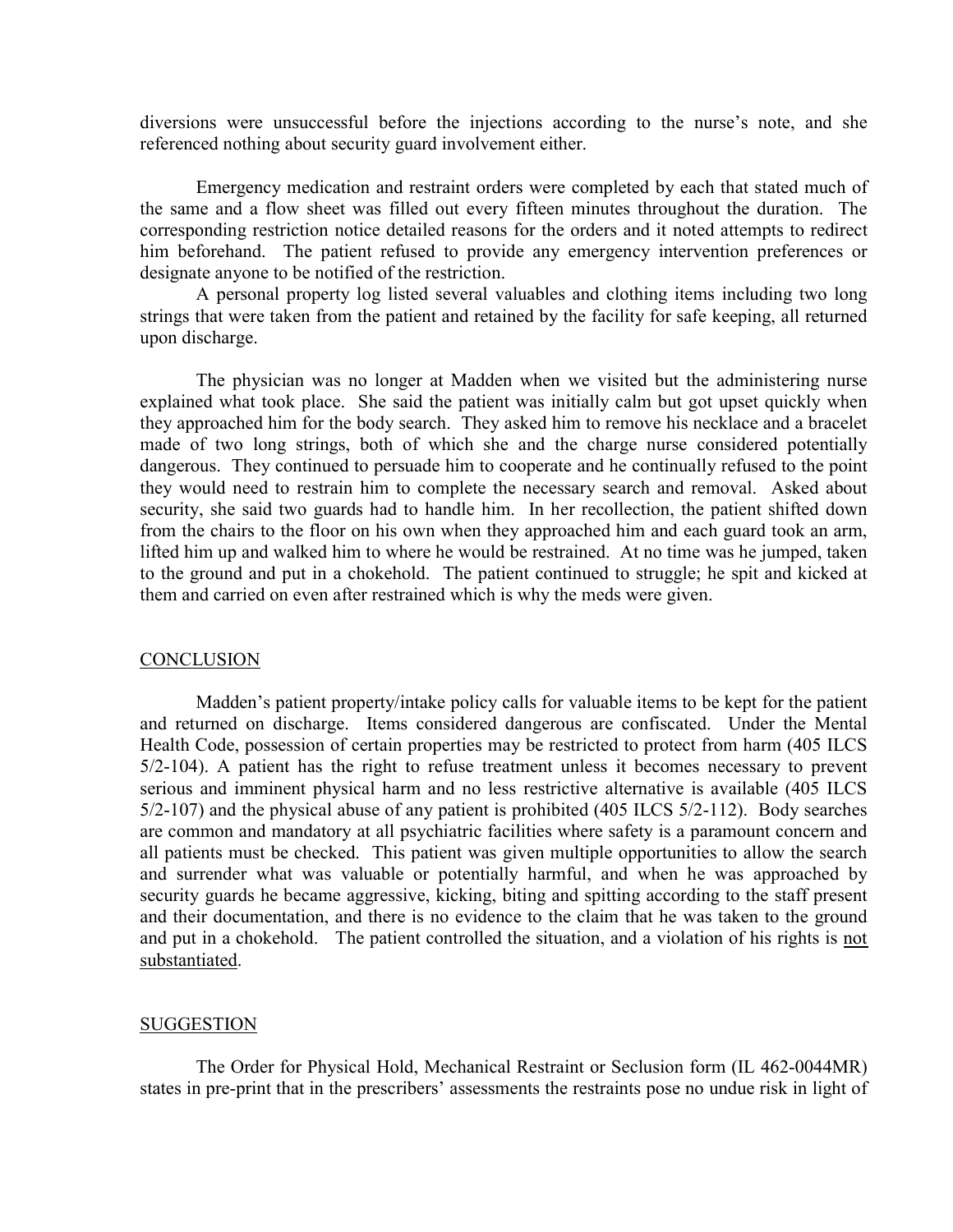diversions were unsuccessful before the injections according to the nurse's note, and she referenced nothing about security guard involvement either.

Emergency medication and restraint orders were completed by each that stated much of the same and a flow sheet was filled out every fifteen minutes throughout the duration. The corresponding restriction notice detailed reasons for the orders and it noted attempts to redirect him beforehand. The patient refused to provide any emergency intervention preferences or designate anyone to be notified of the restriction.

A personal property log listed several valuables and clothing items including two long strings that were taken from the patient and retained by the facility for safe keeping, all returned upon discharge.

The physician was no longer at Madden when we visited but the administering nurse explained what took place. She said the patient was initially calm but got upset quickly when they approached him for the body search. They asked him to remove his necklace and a bracelet made of two long strings, both of which she and the charge nurse considered potentially dangerous. They continued to persuade him to cooperate and he continually refused to the point they would need to restrain him to complete the necessary search and removal. Asked about security, she said two guards had to handle him. In her recollection, the patient shifted down from the chairs to the floor on his own when they approached him and each guard took an arm, lifted him up and walked him to where he would be restrained. At no time was he jumped, taken to the ground and put in a chokehold. The patient continued to struggle; he spit and kicked at them and carried on even after restrained which is why the meds were given.

## CONCLUSION

Madden's patient property/intake policy calls for valuable items to be kept for the patient and returned on discharge. Items considered dangerous are confiscated. Under the Mental Health Code, possession of certain properties may be restricted to protect from harm (405 ILCS 5/2-104). A patient has the right to refuse treatment unless it becomes necessary to prevent serious and imminent physical harm and no less restrictive alternative is available (405 ILCS 5/2-107) and the physical abuse of any patient is prohibited (405 ILCS 5/2-112). Body searches are common and mandatory at all psychiatric facilities where safety is a paramount concern and all patients must be checked. This patient was given multiple opportunities to allow the search and surrender what was valuable or potentially harmful, and when he was approached by security guards he became aggressive, kicking, biting and spitting according to the staff present and their documentation, and there is no evidence to the claim that he was taken to the ground and put in a chokehold. The patient controlled the situation, and a violation of his rights is not substantiated.

## SUGGESTION

The Order for Physical Hold, Mechanical Restraint or Seclusion form (IL 462-0044MR) states in pre-print that in the prescribers' assessments the restraints pose no undue risk in light of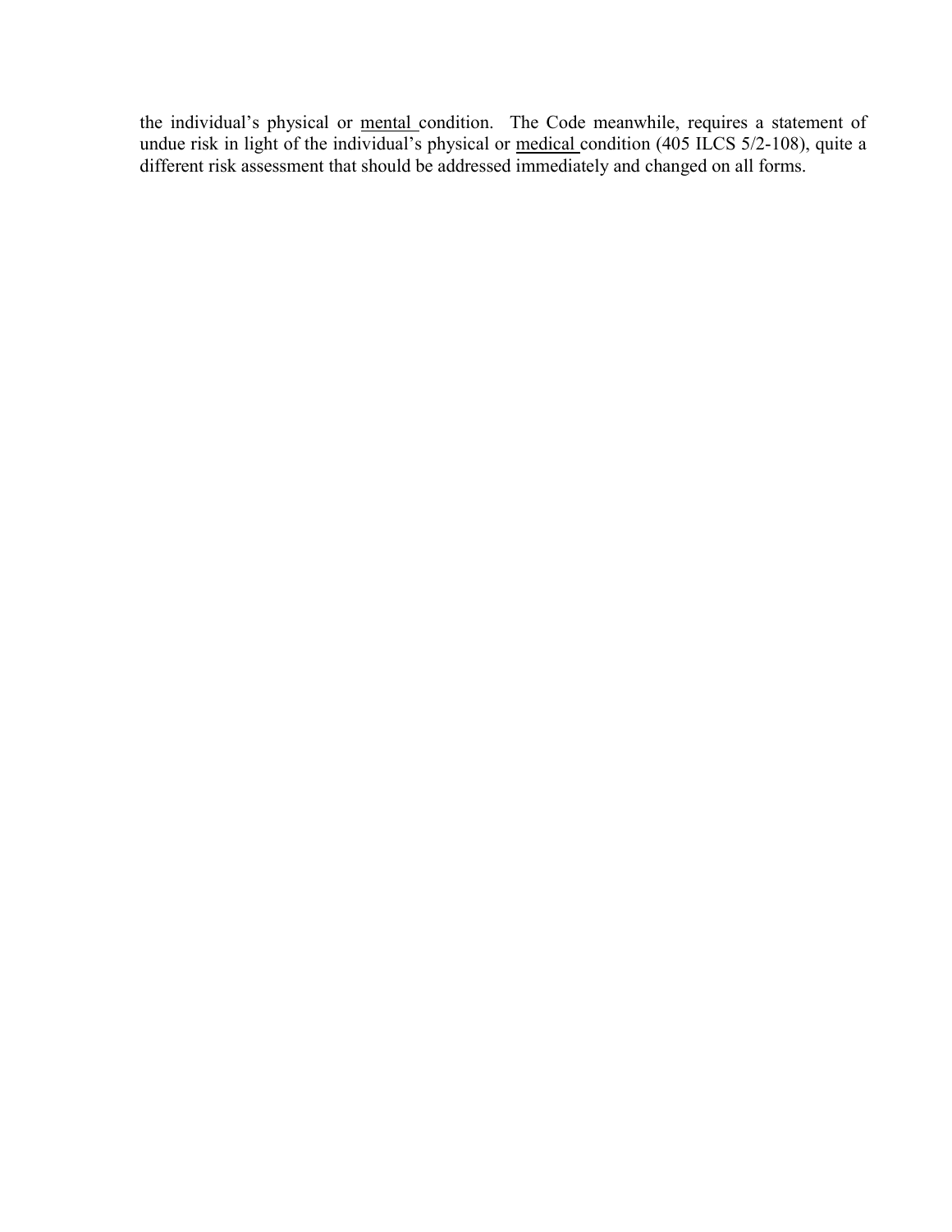the individual's physical or <u>mental</u> condition. The Code meanwhile, requires a statement of undue risk in light of the individual's physical or <u>medical</u> condition (405 ILCS 5/2-108), quite a different risk assessment that should be addressed immediately and changed on all forms.